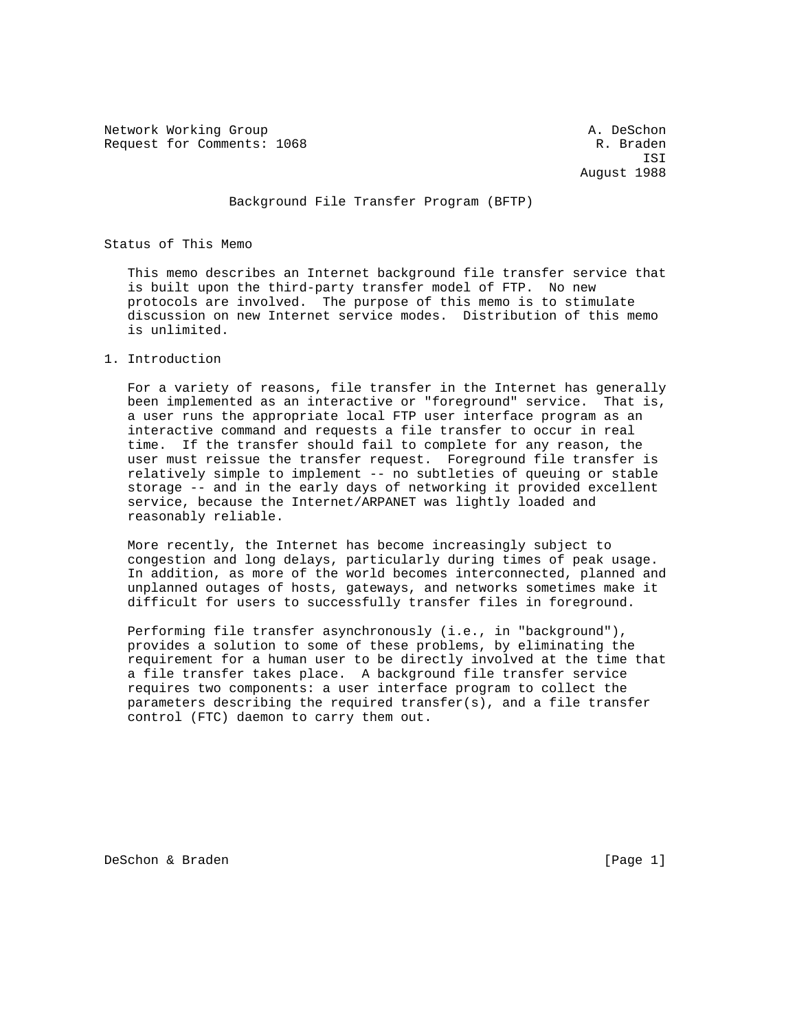Network Working Group                                        A. DeSchon
Request for Comments: 1068                                    R. Braden
                                                                    ISI
                                                            August 1988

# Background File Transfer Program (BFTP)

## Status of This Memo

This memo describes an Internet background file transfer service that is built upon the third-party transfer model of FTP. No new protocols are involved. The purpose of this memo is to stimulate discussion on new Internet service modes. Distribution of this memo is unlimited.

## 1. Introduction

For a variety of reasons, file transfer in the Internet has generally been implemented as an interactive or "foreground" service. That is, a user runs the appropriate local FTP user interface program as an interactive command and requests a file transfer to occur in real time. If the transfer should fail to complete for any reason, the user must reissue the transfer request. Foreground file transfer is relatively simple to implement -- no subtleties of queuing or stable storage -- and in the early days of networking it provided excellent service, because the Internet/ARPANET was lightly loaded and reasonably reliable.

More recently, the Internet has become increasingly subject to congestion and long delays, particularly during times of peak usage. In addition, as more of the world becomes interconnected, planned and unplanned outages of hosts, gateways, and networks sometimes make it difficult for users to successfully transfer files in foreground.

Performing file transfer asynchronously (i.e., in "background"), provides a solution to some of these problems, by eliminating the requirement for a human user to be directly involved at the time that a file transfer takes place. A background file transfer service requires two components: a user interface program to collect the parameters describing the required transfer(s), and a file transfer control (FTC) daemon to carry them out.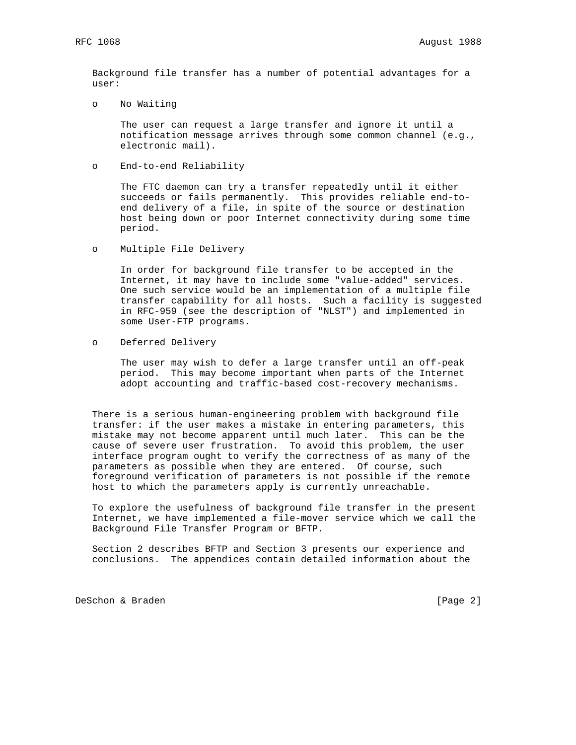Background file transfer has a number of potential advantages for a user:

- No Waiting

  The user can request a large transfer and ignore it until a notification message arrives through some common channel (e.g., electronic mail).

- End-to-end Reliability

  The FTC daemon can try a transfer repeatedly until it either succeeds or fails permanently. This provides reliable end-to-end delivery of a file, in spite of the source or destination host being down or poor Internet connectivity during some time period.

- Multiple File Delivery

  In order for background file transfer to be accepted in the Internet, it may have to include some "value-added" services. One such service would be an implementation of a multiple file transfer capability for all hosts. Such a facility is suggested in RFC-959 (see the description of "NLST") and implemented in some User-FTP programs.

- Deferred Delivery

  The user may wish to defer a large transfer until an off-peak period. This may become important when parts of the Internet adopt accounting and traffic-based cost-recovery mechanisms.

There is a serious human-engineering problem with background file transfer: if the user makes a mistake in entering parameters, this mistake may not become apparent until much later. This can be the cause of severe user frustration. To avoid this problem, the user interface program ought to verify the correctness of as many of the parameters as possible when they are entered. Of course, such foreground verification of parameters is not possible if the remote host to which the parameters apply is currently unreachable.

To explore the usefulness of background file transfer in the present Internet, we have implemented a file-mover service which we call the Background File Transfer Program or BFTP.

Section 2 describes BFTP and Section 3 presents our experience and conclusions. The appendices contain detailed information about the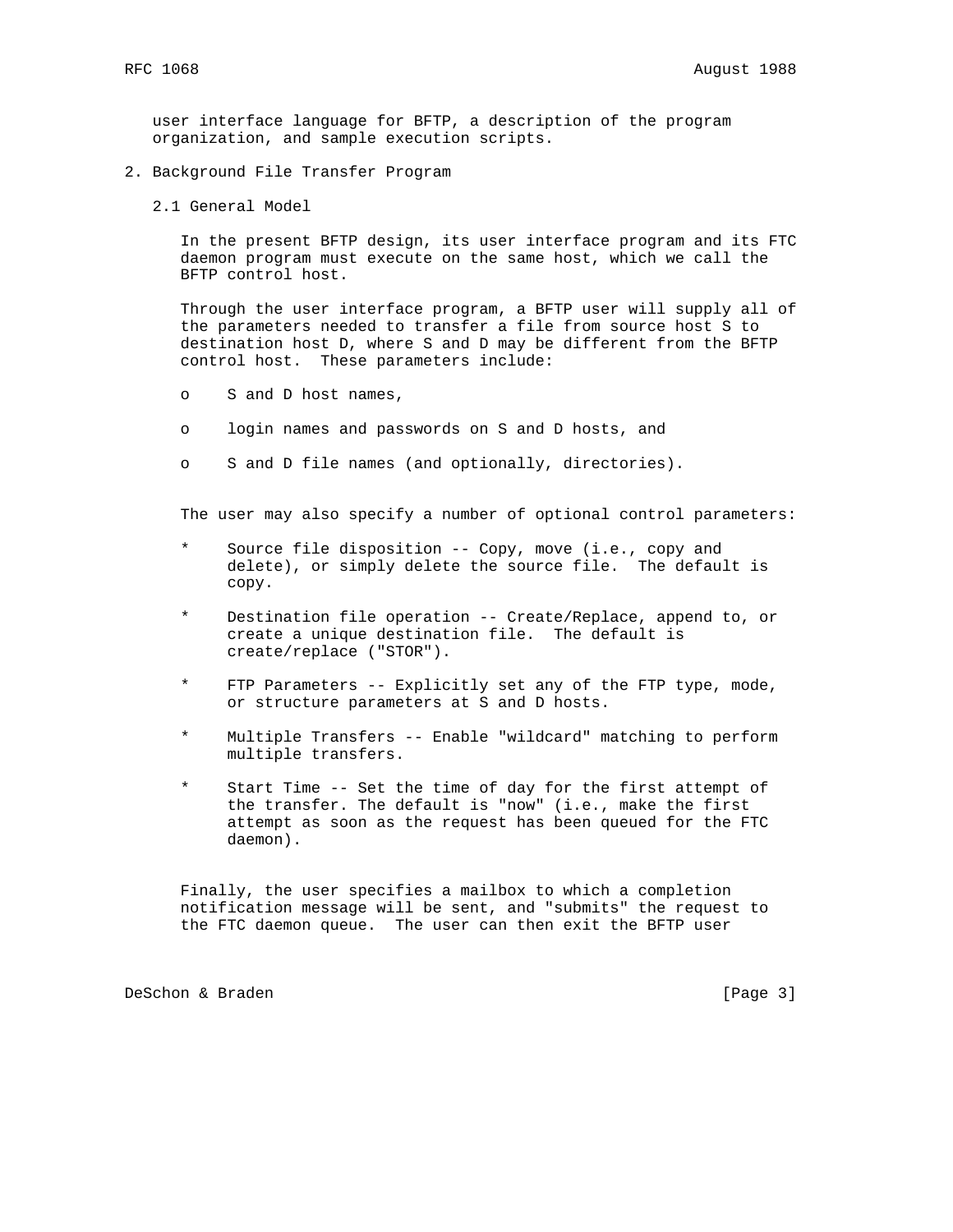user interface language for BFTP, a description of the program organization, and sample execution scripts.

## 2. Background File Transfer Program

### 2.1 General Model

In the present BFTP design, its user interface program and its FTC daemon program must execute on the same host, which we call the BFTP control host.

Through the user interface program, a BFTP user will supply all of the parameters needed to transfer a file from source host S to destination host D, where S and D may be different from the BFTP control host. These parameters include:

- S and D host names,
- login names and passwords on S and D hosts, and
- S and D file names (and optionally, directories).

The user may also specify a number of optional control parameters:

- Source file disposition -- Copy, move (i.e., copy and delete), or simply delete the source file. The default is copy.
- Destination file operation -- Create/Replace, append to, or create a unique destination file. The default is create/replace ("STOR").
- FTP Parameters -- Explicitly set any of the FTP type, mode, or structure parameters at S and D hosts.
- Multiple Transfers -- Enable "wildcard" matching to perform multiple transfers.
- Start Time -- Set the time of day for the first attempt of the transfer. The default is "now" (i.e., make the first attempt as soon as the request has been queued for the FTC daemon).

Finally, the user specifies a mailbox to which a completion notification message will be sent, and "submits" the request to the FTC daemon queue. The user can then exit the BFTP user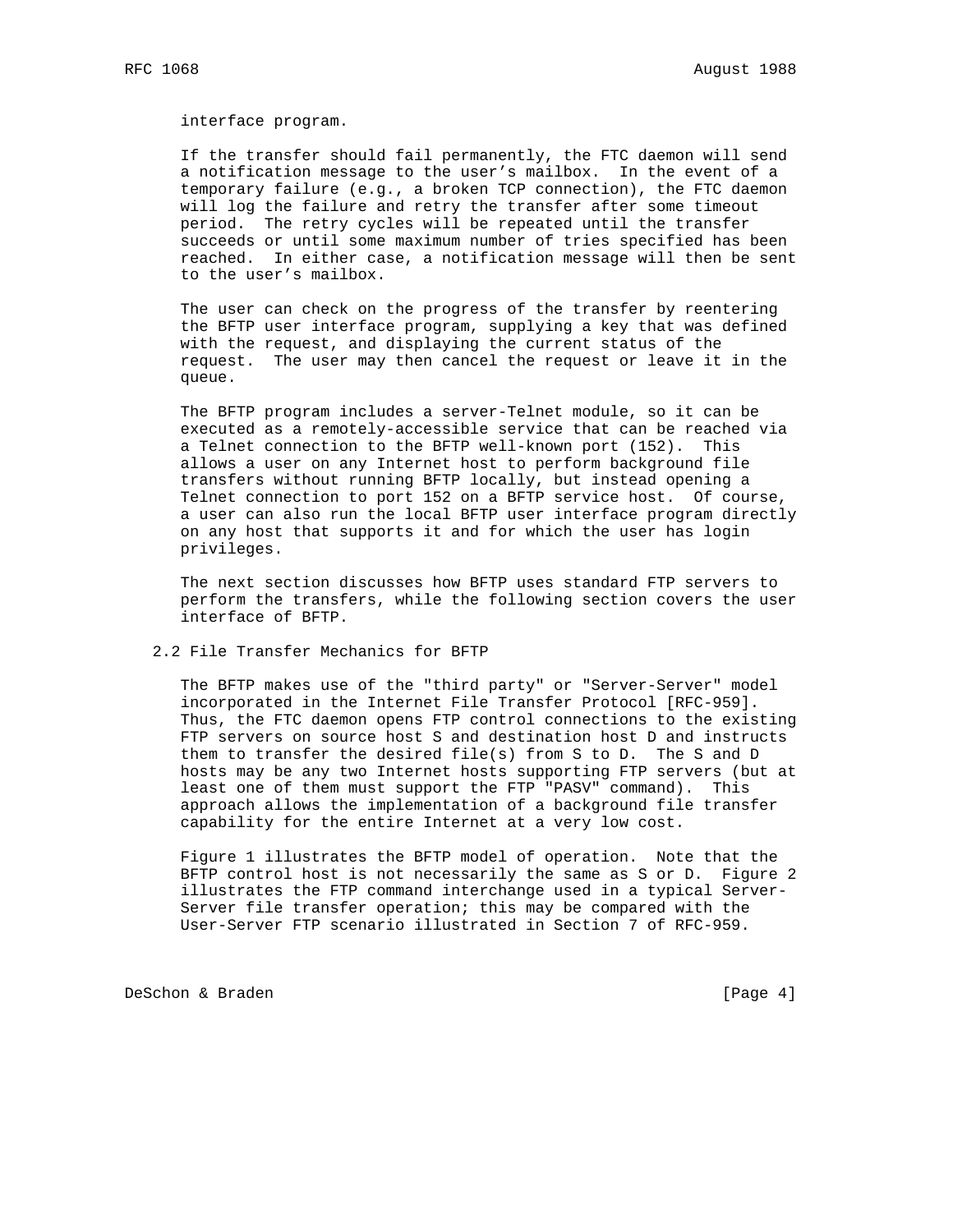interface program.

If the transfer should fail permanently, the FTC daemon will send a notification message to the user's mailbox. In the event of a temporary failure (e.g., a broken TCP connection), the FTC daemon will log the failure and retry the transfer after some timeout period. The retry cycles will be repeated until the transfer succeeds or until some maximum number of tries specified has been reached. In either case, a notification message will then be sent to the user's mailbox.

The user can check on the progress of the transfer by reentering the BFTP user interface program, supplying a key that was defined with the request, and displaying the current status of the request. The user may then cancel the request or leave it in the queue.

The BFTP program includes a server-Telnet module, so it can be executed as a remotely-accessible service that can be reached via a Telnet connection to the BFTP well-known port (152). This allows a user on any Internet host to perform background file transfers without running BFTP locally, but instead opening a Telnet connection to port 152 on a BFTP service host. Of course, a user can also run the local BFTP user interface program directly on any host that supports it and for which the user has login privileges.

The next section discusses how BFTP uses standard FTP servers to perform the transfers, while the following section covers the user interface of BFTP.

## 2.2 File Transfer Mechanics for BFTP

The BFTP makes use of the "third party" or "Server-Server" model incorporated in the Internet File Transfer Protocol [RFC-959]. Thus, the FTC daemon opens FTP control connections to the existing FTP servers on source host S and destination host D and instructs them to transfer the desired file(s) from S to D. The S and D hosts may be any two Internet hosts supporting FTP servers (but at least one of them must support the FTP "PASV" command). This approach allows the implementation of a background file transfer capability for the entire Internet at a very low cost.

Figure 1 illustrates the BFTP model of operation. Note that the BFTP control host is not necessarily the same as S or D. Figure 2 illustrates the FTP command interchange used in a typical Server-Server file transfer operation; this may be compared with the User-Server FTP scenario illustrated in Section 7 of RFC-959.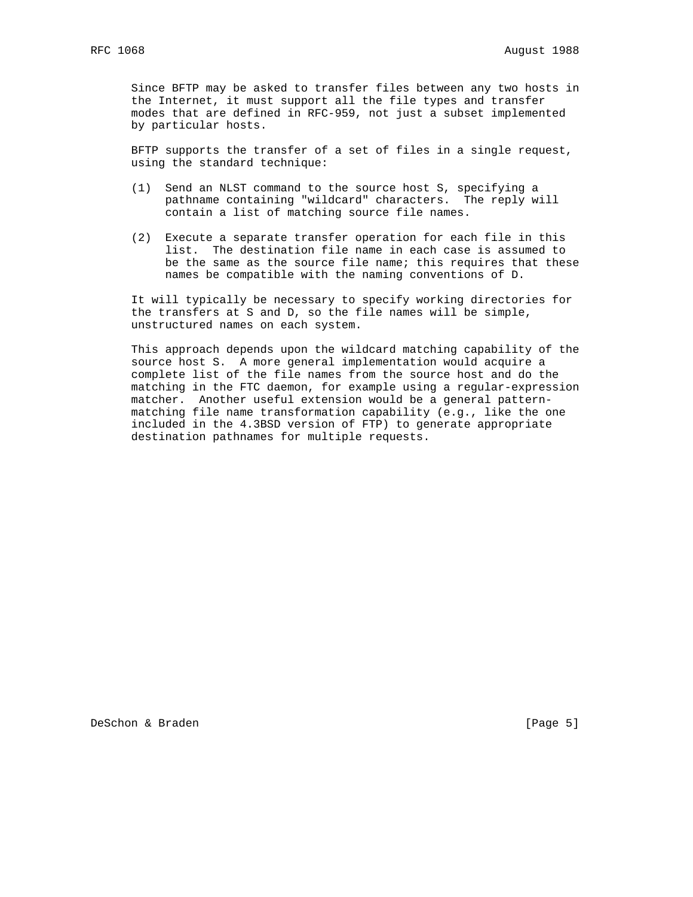Since BFTP may be asked to transfer files between any two hosts in the Internet, it must support all the file types and transfer modes that are defined in RFC-959, not just a subset implemented by particular hosts.

BFTP supports the transfer of a set of files in a single request, using the standard technique:

(1) Send an NLST command to the source host S, specifying a pathname containing "wildcard" characters. The reply will contain a list of matching source file names.

(2) Execute a separate transfer operation for each file in this list. The destination file name in each case is assumed to be the same as the source file name; this requires that these names be compatible with the naming conventions of D.

It will typically be necessary to specify working directories for the transfers at S and D, so the file names will be simple, unstructured names on each system.

This approach depends upon the wildcard matching capability of the source host S. A more general implementation would acquire a complete list of the file names from the source host and do the matching in the FTC daemon, for example using a regular-expression matcher. Another useful extension would be a general pattern-matching file name transformation capability (e.g., like the one included in the 4.3BSD version of FTP) to generate appropriate destination pathnames for multiple requests.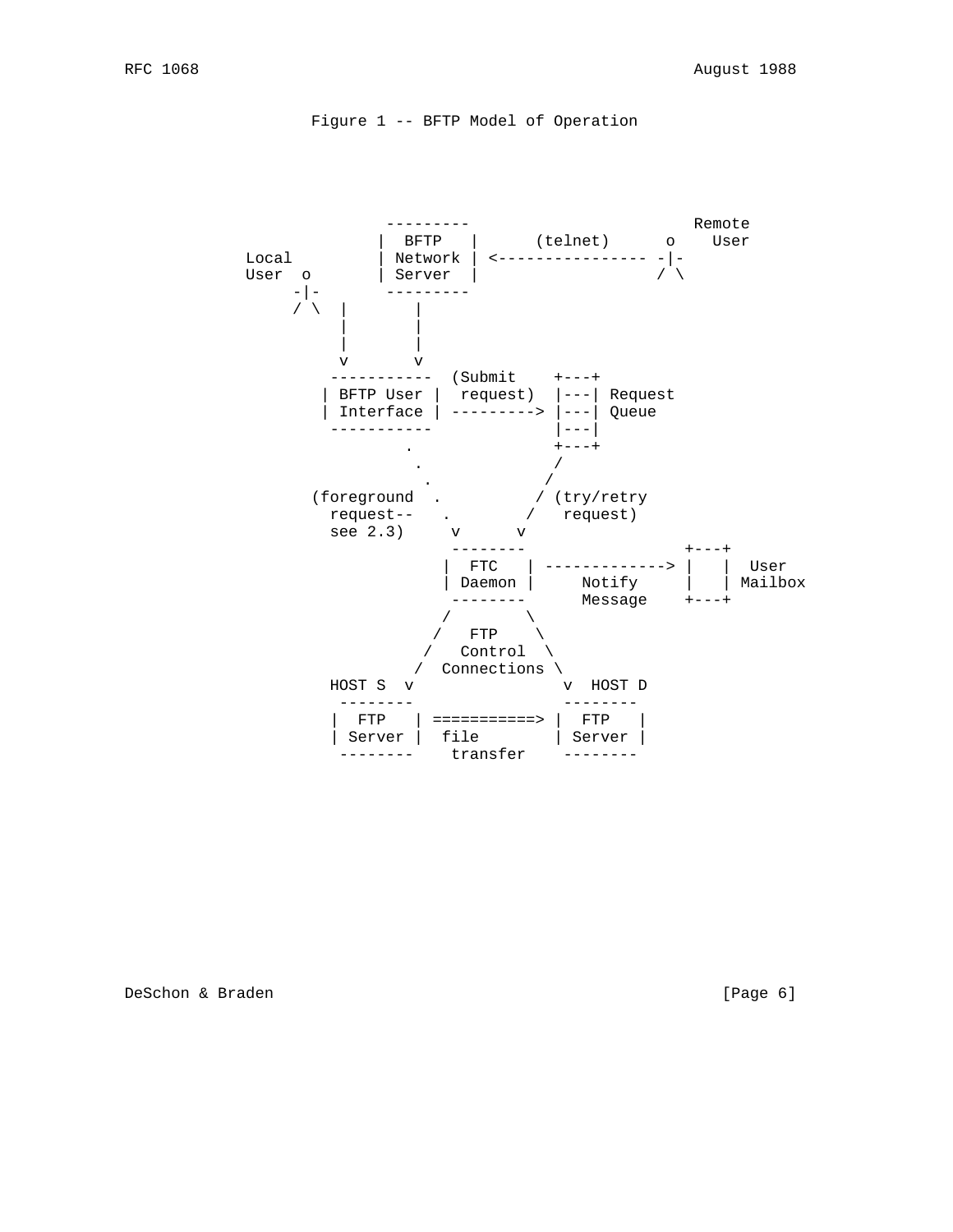Figure 1 -- BFTP Model of Operation

```
                 ---------                           Remote
                |  BFTP   |      (telnet)      o    User
  Local         | Network | <---------------- -|-
  User  o       | Server  |                   / \
       -|-       ---------
       / \  |       |
            |       |
            |       |
            v       v
         -----------  (Submit    +---+
        | BFTP User |  request)  |---| Request
        | Interface | ---------> |---| Queue
         -----------             |---|
                 .               +---+
                  .             /
                   .           /
      (foreground   .         / (try/retry
        request--    .       /   request)
        see 2.3)      v     v
                     --------                 +---+
                    |  FTC   | -------------> |   |  User
                    | Daemon |     Notify     |   | Mailbox
                     --------      Message    +---+
                    /        \
                   /   FTP    \
                  /   Control  \
                 /  Connections \
        HOST S  v                v  HOST D
         --------                --------
        |  FTP   | ===========> |  FTP   |
        | Server |  file        | Server |
         --------    transfer    --------
```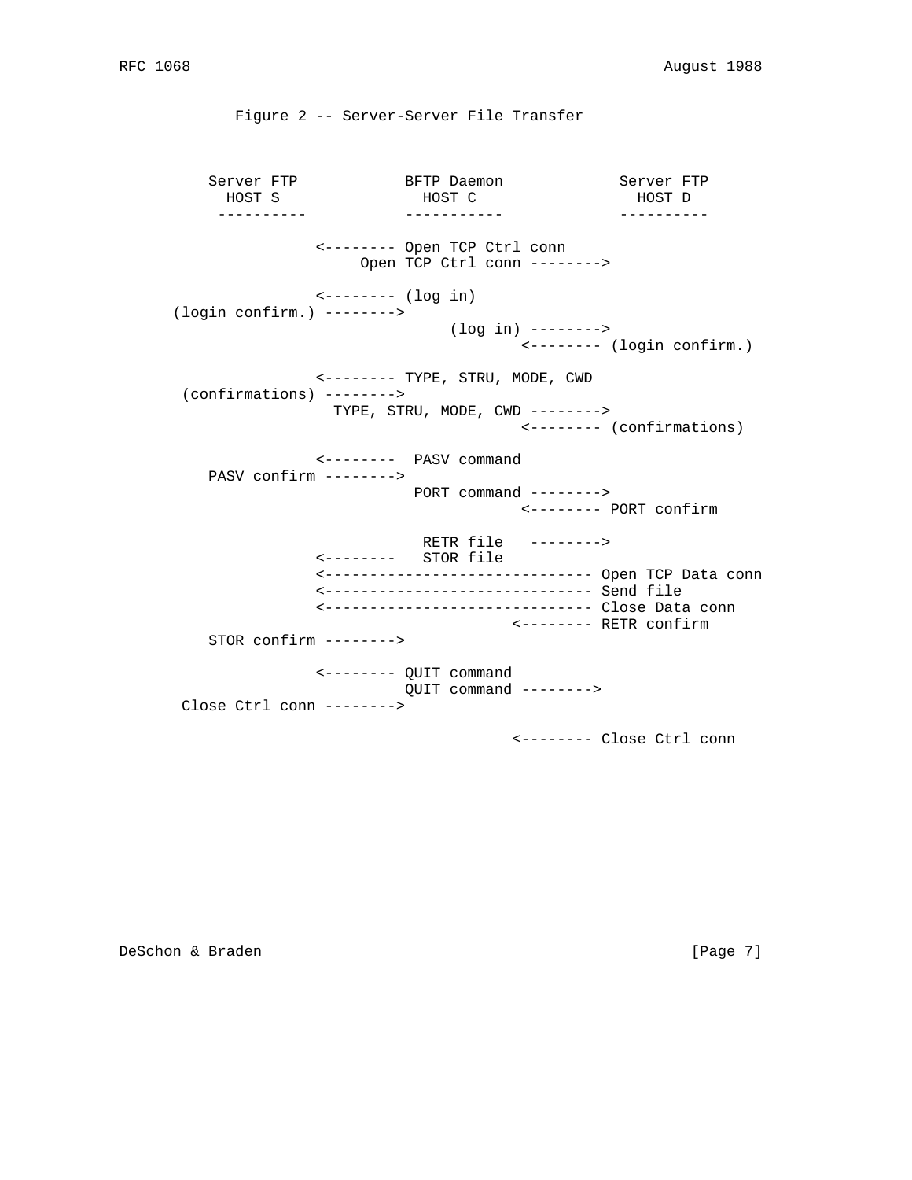Figure 2 -- Server-Server File Transfer

```
    Server FTP            BFTP Daemon             Server FTP
      HOST S                HOST C                  HOST D
     ----------           -----------             ----------

                <-------- Open TCP Ctrl conn
                     Open TCP Ctrl conn -------->

                <-------- (log in)
 (login confirm.) -------->
                               (log in) -------->
                                       <-------- (login confirm.)

                <-------- TYPE, STRU, MODE, CWD
  (confirmations) -------->
                  TYPE, STRU, MODE, CWD -------->
                                       <-------- (confirmations)

                <--------  PASV command
     PASV confirm -------->
                           PORT command -------->
                                       <-------- PORT confirm

                            RETR file   -------->
                <--------   STOR file
                <------------------------------ Open TCP Data conn
                <------------------------------ Send file
                <------------------------------ Close Data conn
                                      <-------- RETR confirm
     STOR confirm -------->

                <-------- QUIT command
                          QUIT command -------->
  Close Ctrl conn -------->

                                      <-------- Close Ctrl conn
```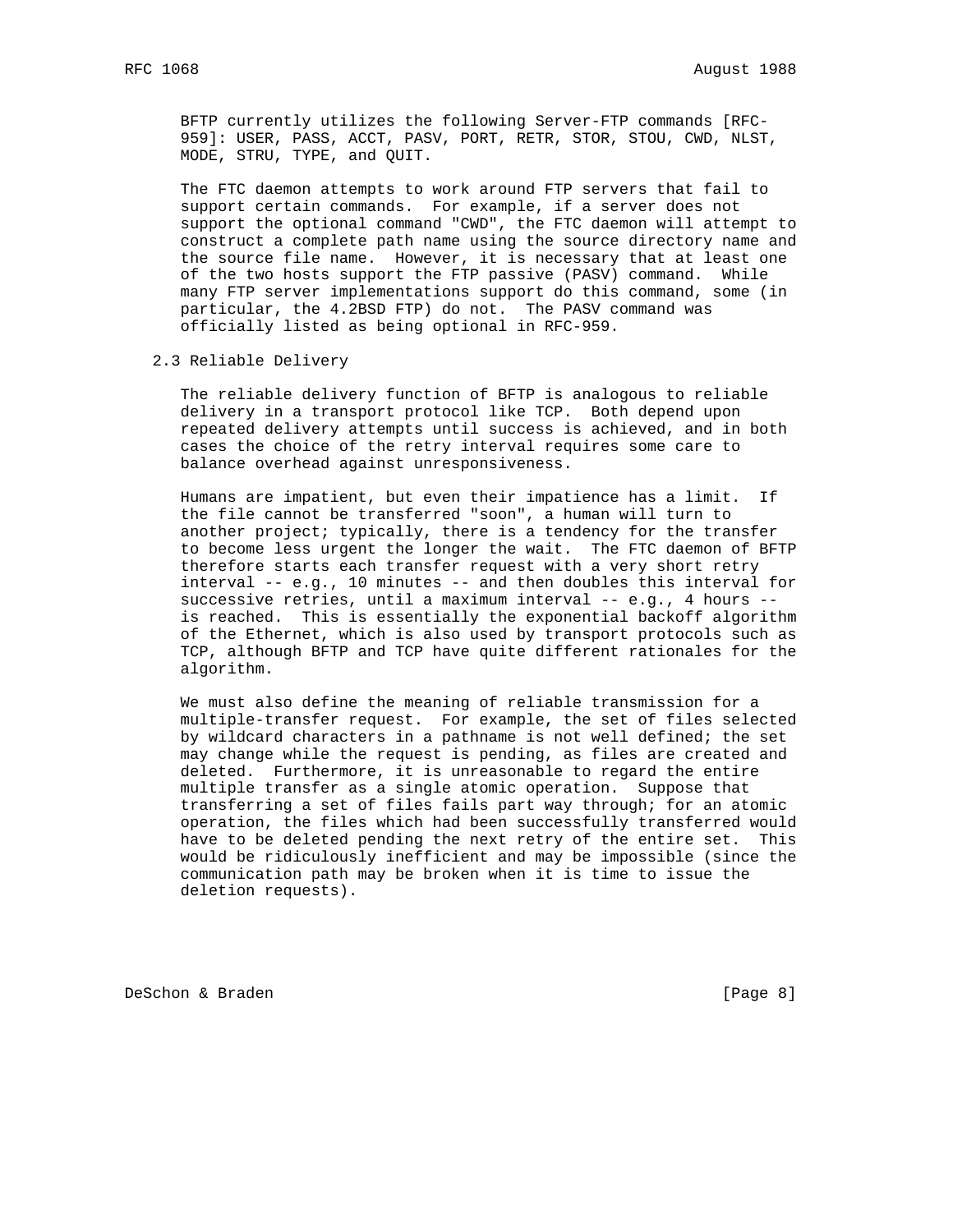BFTP currently utilizes the following Server-FTP commands [RFC-959]: USER, PASS, ACCT, PASV, PORT, RETR, STOR, STOU, CWD, NLST, MODE, STRU, TYPE, and QUIT.

The FTC daemon attempts to work around FTP servers that fail to support certain commands. For example, if a server does not support the optional command "CWD", the FTC daemon will attempt to construct a complete path name using the source directory name and the source file name. However, it is necessary that at least one of the two hosts support the FTP passive (PASV) command. While many FTP server implementations support do this command, some (in particular, the 4.2BSD FTP) do not. The PASV command was officially listed as being optional in RFC-959.

## 2.3 Reliable Delivery

The reliable delivery function of BFTP is analogous to reliable delivery in a transport protocol like TCP. Both depend upon repeated delivery attempts until success is achieved, and in both cases the choice of the retry interval requires some care to balance overhead against unresponsiveness.

Humans are impatient, but even their impatience has a limit. If the file cannot be transferred "soon", a human will turn to another project; typically, there is a tendency for the transfer to become less urgent the longer the wait. The FTC daemon of BFTP therefore starts each transfer request with a very short retry interval -- e.g., 10 minutes -- and then doubles this interval for successive retries, until a maximum interval -- e.g., 4 hours -- is reached. This is essentially the exponential backoff algorithm of the Ethernet, which is also used by transport protocols such as TCP, although BFTP and TCP have quite different rationales for the algorithm.

We must also define the meaning of reliable transmission for a multiple-transfer request. For example, the set of files selected by wildcard characters in a pathname is not well defined; the set may change while the request is pending, as files are created and deleted. Furthermore, it is unreasonable to regard the entire multiple transfer as a single atomic operation. Suppose that transferring a set of files fails part way through; for an atomic operation, the files which had been successfully transferred would have to be deleted pending the next retry of the entire set. This would be ridiculously inefficient and may be impossible (since the communication path may be broken when it is time to issue the deletion requests).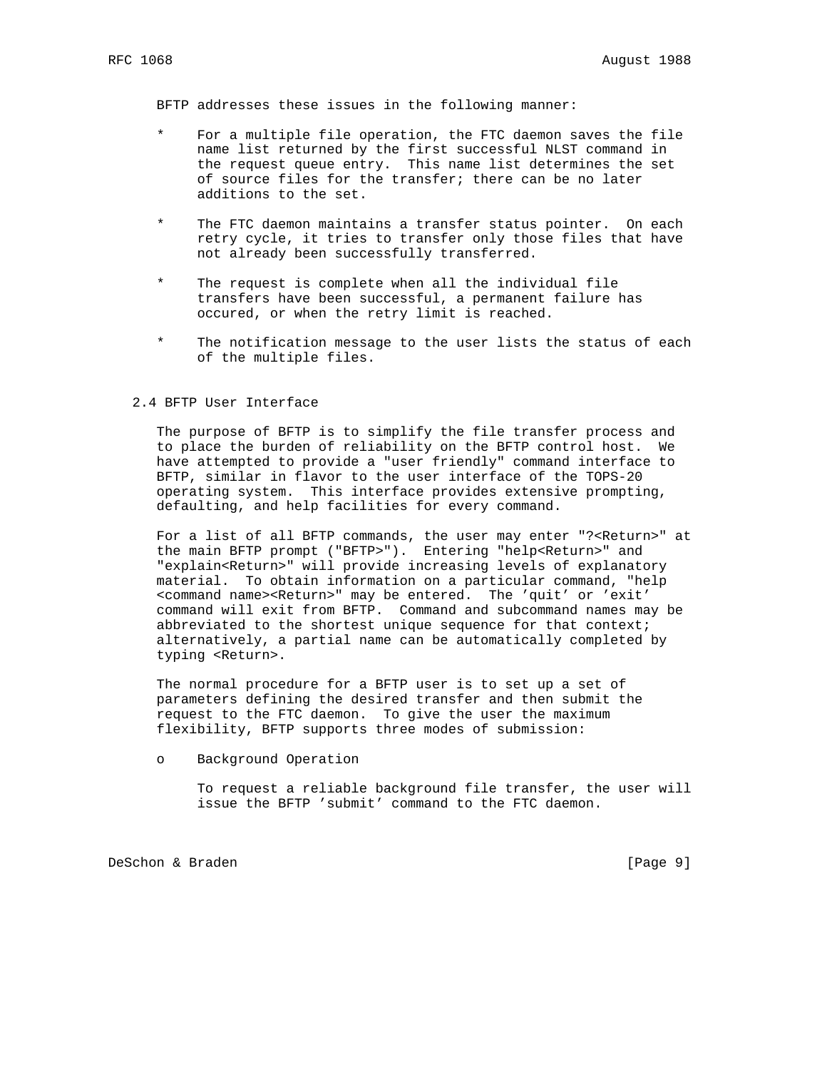BFTP addresses these issues in the following manner:

* For a multiple file operation, the FTC daemon saves the file name list returned by the first successful NLST command in the request queue entry. This name list determines the set of source files for the transfer; there can be no later additions to the set.

* The FTC daemon maintains a transfer status pointer. On each retry cycle, it tries to transfer only those files that have not already been successfully transferred.

* The request is complete when all the individual file transfers have been successful, a permanent failure has occured, or when the retry limit is reached.

* The notification message to the user lists the status of each of the multiple files.

## 2.4 BFTP User Interface

The purpose of BFTP is to simplify the file transfer process and to place the burden of reliability on the BFTP control host. We have attempted to provide a "user friendly" command interface to BFTP, similar in flavor to the user interface of the TOPS-20 operating system. This interface provides extensive prompting, defaulting, and help facilities for every command.

For a list of all BFTP commands, the user may enter "?<Return>" at the main BFTP prompt ("BFTP>"). Entering "help<Return>" and "explain<Return>" will provide increasing levels of explanatory material. To obtain information on a particular command, "help <command name><Return>" may be entered. The ’quit’ or ’exit’ command will exit from BFTP. Command and subcommand names may be abbreviated to the shortest unique sequence for that context; alternatively, a partial name can be automatically completed by typing <Return>.

The normal procedure for a BFTP user is to set up a set of parameters defining the desired transfer and then submit the request to the FTC daemon. To give the user the maximum flexibility, BFTP supports three modes of submission:

o Background Operation

  To request a reliable background file transfer, the user will issue the BFTP ’submit’ command to the FTC daemon.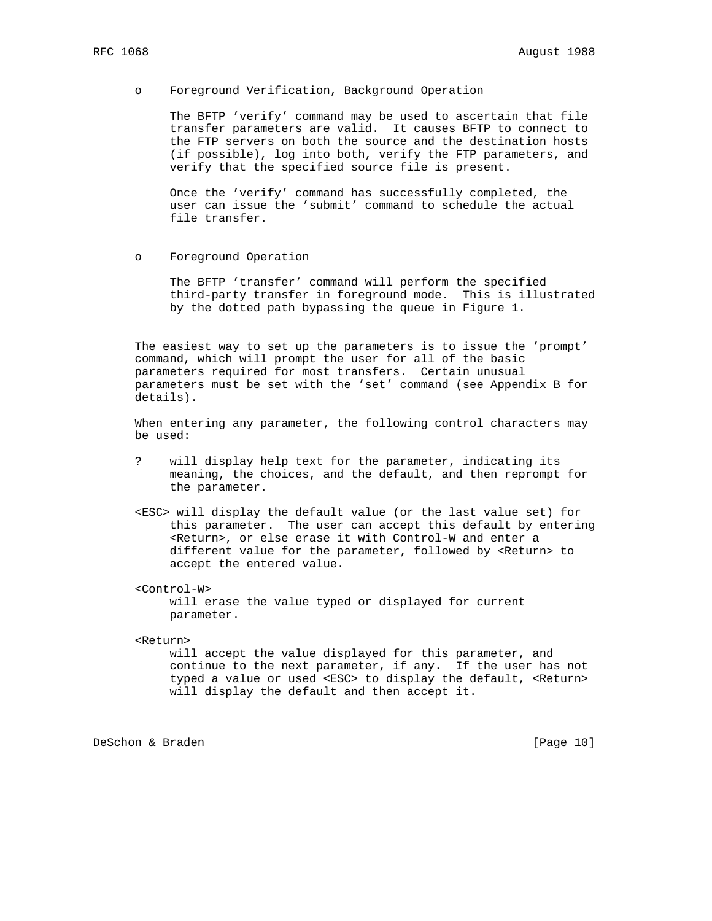- Foreground Verification, Background Operation

  The BFTP 'verify' command may be used to ascertain that file transfer parameters are valid. It causes BFTP to connect to the FTP servers on both the source and the destination hosts (if possible), log into both, verify the FTP parameters, and verify that the specified source file is present.

  Once the 'verify' command has successfully completed, the user can issue the 'submit' command to schedule the actual file transfer.

- Foreground Operation

  The BFTP 'transfer' command will perform the specified third-party transfer in foreground mode. This is illustrated by the dotted path bypassing the queue in Figure 1.

The easiest way to set up the parameters is to issue the 'prompt' command, which will prompt the user for all of the basic parameters required for most transfers. Certain unusual parameters must be set with the 'set' command (see Appendix B for details).

When entering any parameter, the following control characters may be used:

?
: will display help text for the parameter, indicating its meaning, the choices, and the default, and then reprompt for the parameter.

<ESC>
: will display the default value (or the last value set) for this parameter. The user can accept this default by entering <Return>, or else erase it with Control-W and enter a different value for the parameter, followed by <Return> to accept the entered value.

<Control-W>
: will erase the value typed or displayed for current parameter.

<Return>
: will accept the value displayed for this parameter, and continue to the next parameter, if any. If the user has not typed a value or used <ESC> to display the default, <Return> will display the default and then accept it.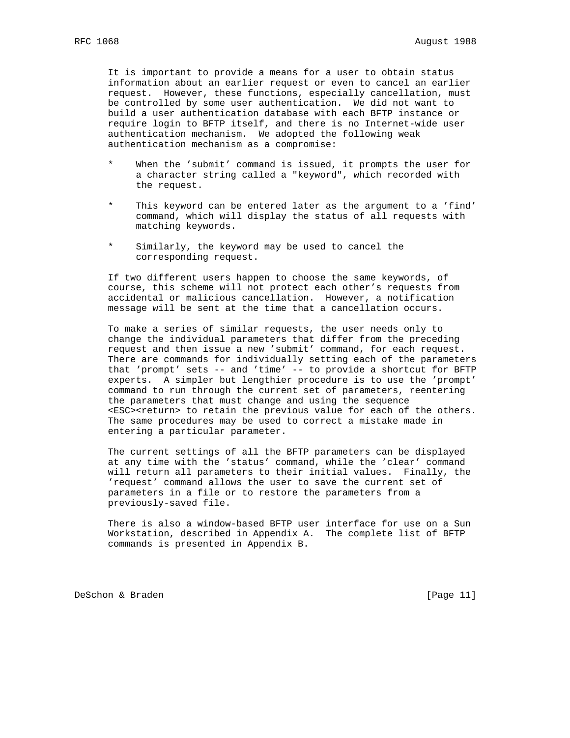It is important to provide a means for a user to obtain status information about an earlier request or even to cancel an earlier request. However, these functions, especially cancellation, must be controlled by some user authentication. We did not want to build a user authentication database with each BFTP instance or require login to BFTP itself, and there is no Internet-wide user authentication mechanism. We adopted the following weak authentication mechanism as a compromise:

* When the 'submit' command is issued, it prompts the user for a character string called a "keyword", which recorded with the request.

* This keyword can be entered later as the argument to a 'find' command, which will display the status of all requests with matching keywords.

* Similarly, the keyword may be used to cancel the corresponding request.

If two different users happen to choose the same keywords, of course, this scheme will not protect each other's requests from accidental or malicious cancellation. However, a notification message will be sent at the time that a cancellation occurs.

To make a series of similar requests, the user needs only to change the individual parameters that differ from the preceding request and then issue a new 'submit' command, for each request. There are commands for individually setting each of the parameters that 'prompt' sets -- and 'time' -- to provide a shortcut for BFTP experts. A simpler but lengthier procedure is to use the 'prompt' command to run through the current set of parameters, reentering the parameters that must change and using the sequence <ESC><return> to retain the previous value for each of the others. The same procedures may be used to correct a mistake made in entering a particular parameter.

The current settings of all the BFTP parameters can be displayed at any time with the 'status' command, while the 'clear' command will return all parameters to their initial values. Finally, the 'request' command allows the user to save the current set of parameters in a file or to restore the parameters from a previously-saved file.

There is also a window-based BFTP user interface for use on a Sun Workstation, described in Appendix A. The complete list of BFTP commands is presented in Appendix B.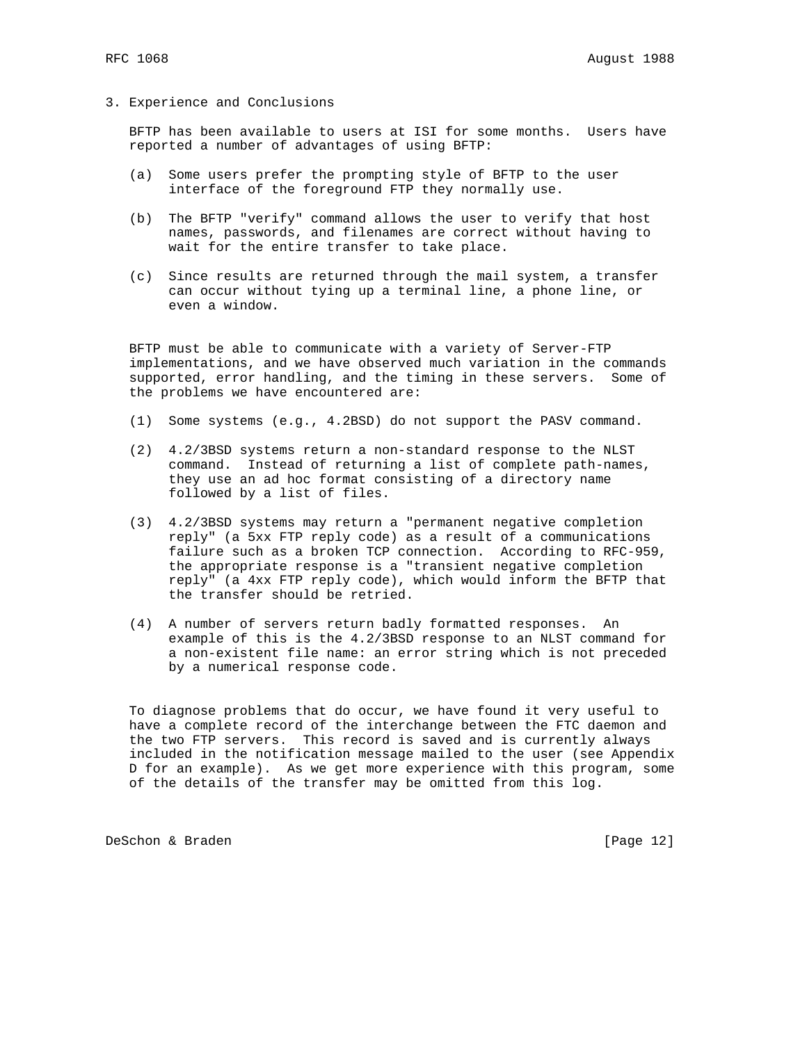## 3. Experience and Conclusions

BFTP has been available to users at ISI for some months. Users have reported a number of advantages of using BFTP:

(a) Some users prefer the prompting style of BFTP to the user interface of the foreground FTP they normally use.

(b) The BFTP "verify" command allows the user to verify that host names, passwords, and filenames are correct without having to wait for the entire transfer to take place.

(c) Since results are returned through the mail system, a transfer can occur without tying up a terminal line, a phone line, or even a window.

BFTP must be able to communicate with a variety of Server-FTP implementations, and we have observed much variation in the commands supported, error handling, and the timing in these servers. Some of the problems we have encountered are:

(1) Some systems (e.g., 4.2BSD) do not support the PASV command.

(2) 4.2/3BSD systems return a non-standard response to the NLST command. Instead of returning a list of complete path-names, they use an ad hoc format consisting of a directory name followed by a list of files.

(3) 4.2/3BSD systems may return a "permanent negative completion reply" (a 5xx FTP reply code) as a result of a communications failure such as a broken TCP connection. According to RFC-959, the appropriate response is a "transient negative completion reply" (a 4xx FTP reply code), which would inform the BFTP that the transfer should be retried.

(4) A number of servers return badly formatted responses. An example of this is the 4.2/3BSD response to an NLST command for a non-existent file name: an error string which is not preceded by a numerical response code.

To diagnose problems that do occur, we have found it very useful to have a complete record of the interchange between the FTC daemon and the two FTP servers. This record is saved and is currently always included in the notification message mailed to the user (see Appendix D for an example). As we get more experience with this program, some of the details of the transfer may be omitted from this log.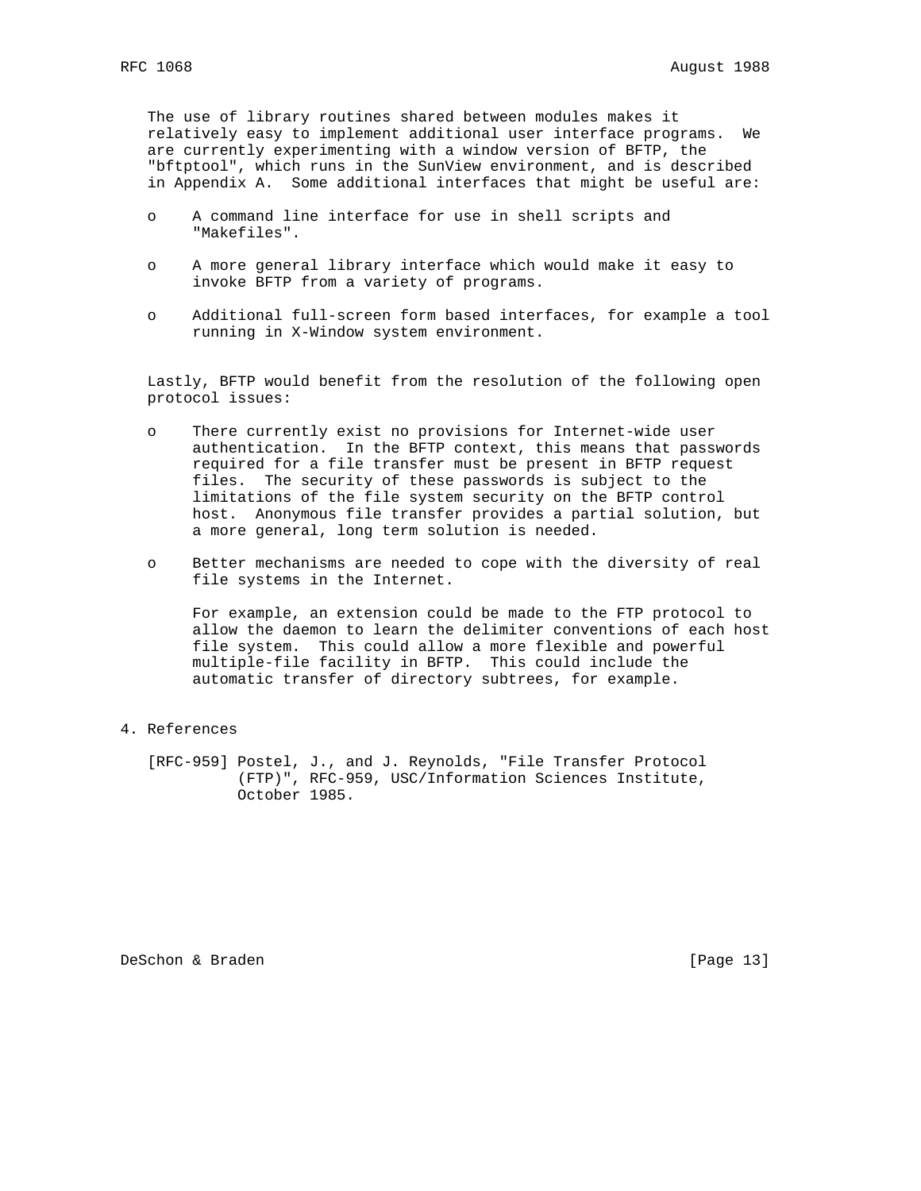The use of library routines shared between modules makes it relatively easy to implement additional user interface programs. We are currently experimenting with a window version of BFTP, the "bftptool", which runs in the SunView environment, and is described in Appendix A. Some additional interfaces that might be useful are:

- A command line interface for use in shell scripts and "Makefiles".

- A more general library interface which would make it easy to invoke BFTP from a variety of programs.

- Additional full-screen form based interfaces, for example a tool running in X-Window system environment.

Lastly, BFTP would benefit from the resolution of the following open protocol issues:

- There currently exist no provisions for Internet-wide user authentication. In the BFTP context, this means that passwords required for a file transfer must be present in BFTP request files. The security of these passwords is subject to the limitations of the file system security on the BFTP control host. Anonymous file transfer provides a partial solution, but a more general, long term solution is needed.

- Better mechanisms are needed to cope with the diversity of real file systems in the Internet.

  For example, an extension could be made to the FTP protocol to allow the daemon to learn the delimiter conventions of each host file system. This could allow a more flexible and powerful multiple-file facility in BFTP. This could include the automatic transfer of directory subtrees, for example.

## 4. References

[RFC-959] Postel, J., and J. Reynolds, "File Transfer Protocol (FTP)", RFC-959, USC/Information Sciences Institute, October 1985.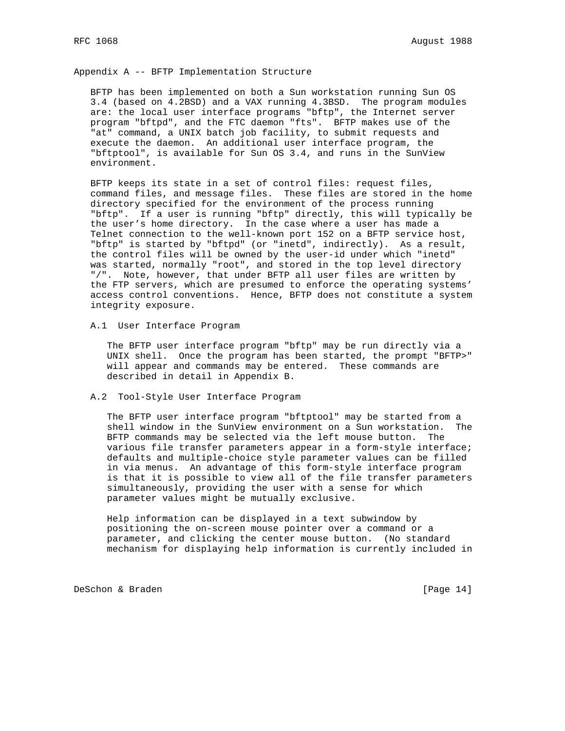## Appendix A -- BFTP Implementation Structure

BFTP has been implemented on both a Sun workstation running Sun OS 3.4 (based on 4.2BSD) and a VAX running 4.3BSD. The program modules are: the local user interface programs "bftp", the Internet server program "bftpd", and the FTC daemon "fts". BFTP makes use of the "at" command, a UNIX batch job facility, to submit requests and execute the daemon. An additional user interface program, the "bftptool", is available for Sun OS 3.4, and runs in the SunView environment.

BFTP keeps its state in a set of control files: request files, command files, and message files. These files are stored in the home directory specified for the environment of the process running "bftp". If a user is running "bftp" directly, this will typically be the user's home directory. In the case where a user has made a Telnet connection to the well-known port 152 on a BFTP service host, "bftp" is started by "bftpd" (or "inetd", indirectly). As a result, the control files will be owned by the user-id under which "inetd" was started, normally "root", and stored in the top level directory "/". Note, however, that under BFTP all user files are written by the FTP servers, which are presumed to enforce the operating systems' access control conventions. Hence, BFTP does not constitute a system integrity exposure.

### A.1 User Interface Program

The BFTP user interface program "bftp" may be run directly via a UNIX shell. Once the program has been started, the prompt "BFTP>" will appear and commands may be entered. These commands are described in detail in Appendix B.

### A.2 Tool-Style User Interface Program

The BFTP user interface program "bftptool" may be started from a shell window in the SunView environment on a Sun workstation. The BFTP commands may be selected via the left mouse button. The various file transfer parameters appear in a form-style interface; defaults and multiple-choice style parameter values can be filled in via menus. An advantage of this form-style interface program is that it is possible to view all of the file transfer parameters simultaneously, providing the user with a sense for which parameter values might be mutually exclusive.

Help information can be displayed in a text subwindow by positioning the on-screen mouse pointer over a command or a parameter, and clicking the center mouse button. (No standard mechanism for displaying help information is currently included in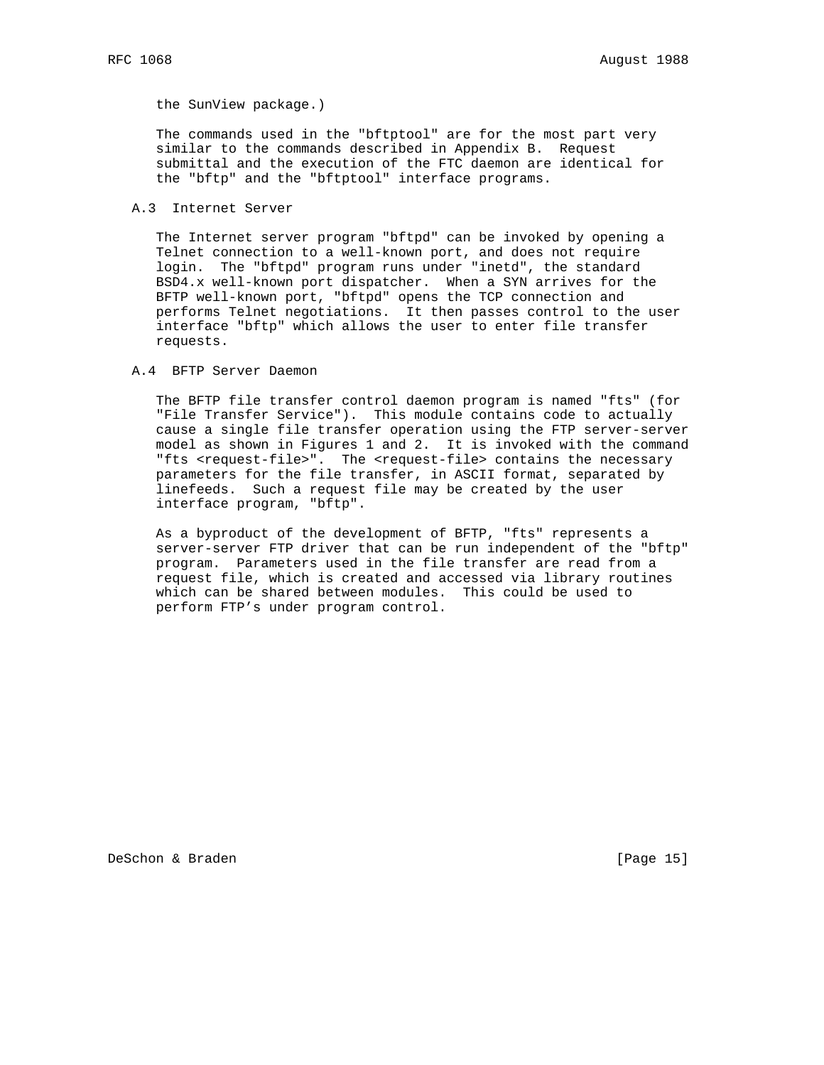the SunView package.)

The commands used in the "bftptool" are for the most part very similar to the commands described in Appendix B. Request submittal and the execution of the FTC daemon are identical for the "bftp" and the "bftptool" interface programs.

### A.3 Internet Server

The Internet server program "bftpd" can be invoked by opening a Telnet connection to a well-known port, and does not require login. The "bftpd" program runs under "inetd", the standard BSD4.x well-known port dispatcher. When a SYN arrives for the BFTP well-known port, "bftpd" opens the TCP connection and performs Telnet negotiations. It then passes control to the user interface "bftp" which allows the user to enter file transfer requests.

### A.4 BFTP Server Daemon

The BFTP file transfer control daemon program is named "fts" (for "File Transfer Service"). This module contains code to actually cause a single file transfer operation using the FTP server-server model as shown in Figures 1 and 2. It is invoked with the command "fts <request-file>". The <request-file> contains the necessary parameters for the file transfer, in ASCII format, separated by linefeeds. Such a request file may be created by the user interface program, "bftp".

As a byproduct of the development of BFTP, "fts" represents a server-server FTP driver that can be run independent of the "bftp" program. Parameters used in the file transfer are read from a request file, which is created and accessed via library routines which can be shared between modules. This could be used to perform FTP’s under program control.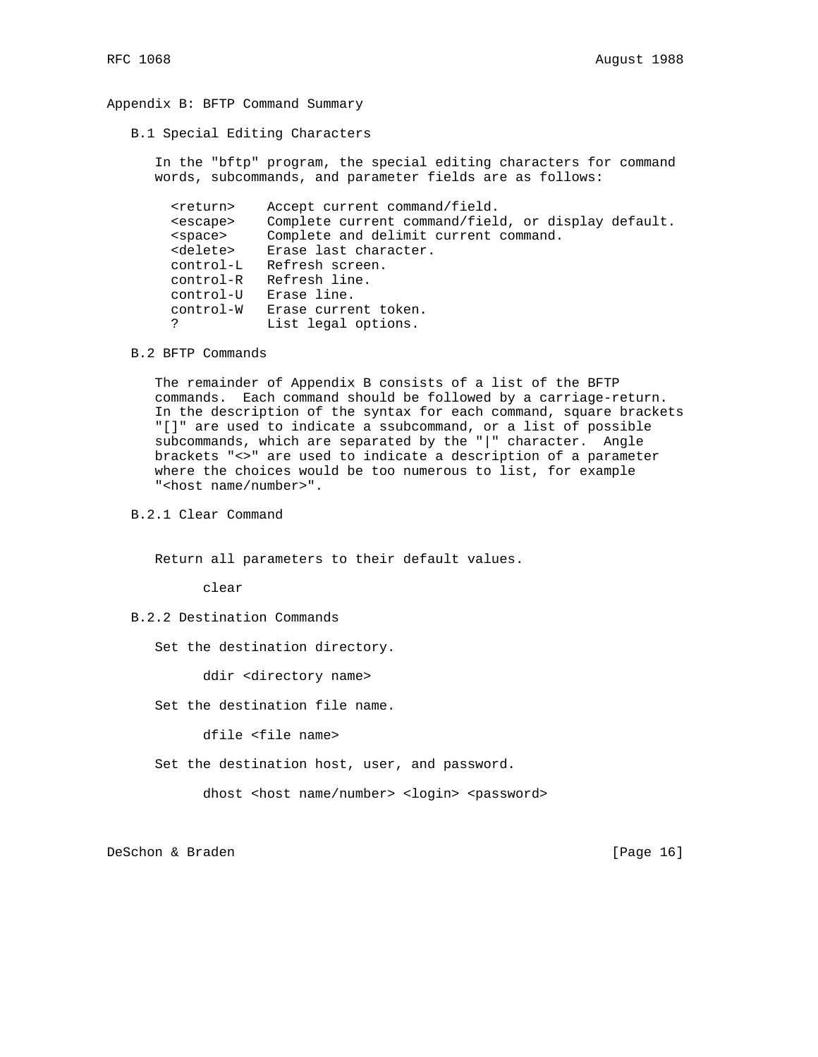## Appendix B: BFTP Command Summary

### B.1 Special Editing Characters

In the "bftp" program, the special editing characters for command words, subcommands, and parameter fields are as follows:

```
<return>    Accept current command/field.
<escape>    Complete current command/field, or display default.
<space>     Complete and delimit current command.
<delete>    Erase last character.
control-L   Refresh screen.
control-R   Refresh line.
control-U   Erase line.
control-W   Erase current token.
?           List legal options.
```

### B.2 BFTP Commands

The remainder of Appendix B consists of a list of the BFTP commands. Each command should be followed by a carriage-return. In the description of the syntax for each command, square brackets "[]" are used to indicate a ssubcommand, or a list of possible subcommands, which are separated by the "|" character. Angle brackets "<>" are used to indicate a description of a parameter where the choices would be too numerous to list, for example "<host name/number>".

#### B.2.1 Clear Command

Return all parameters to their default values.

```
clear
```

#### B.2.2 Destination Commands

Set the destination directory.

```
ddir <directory name>
```

Set the destination file name.

```
dfile <file name>
```

Set the destination host, user, and password.

```
dhost <host name/number> <login> <password>
```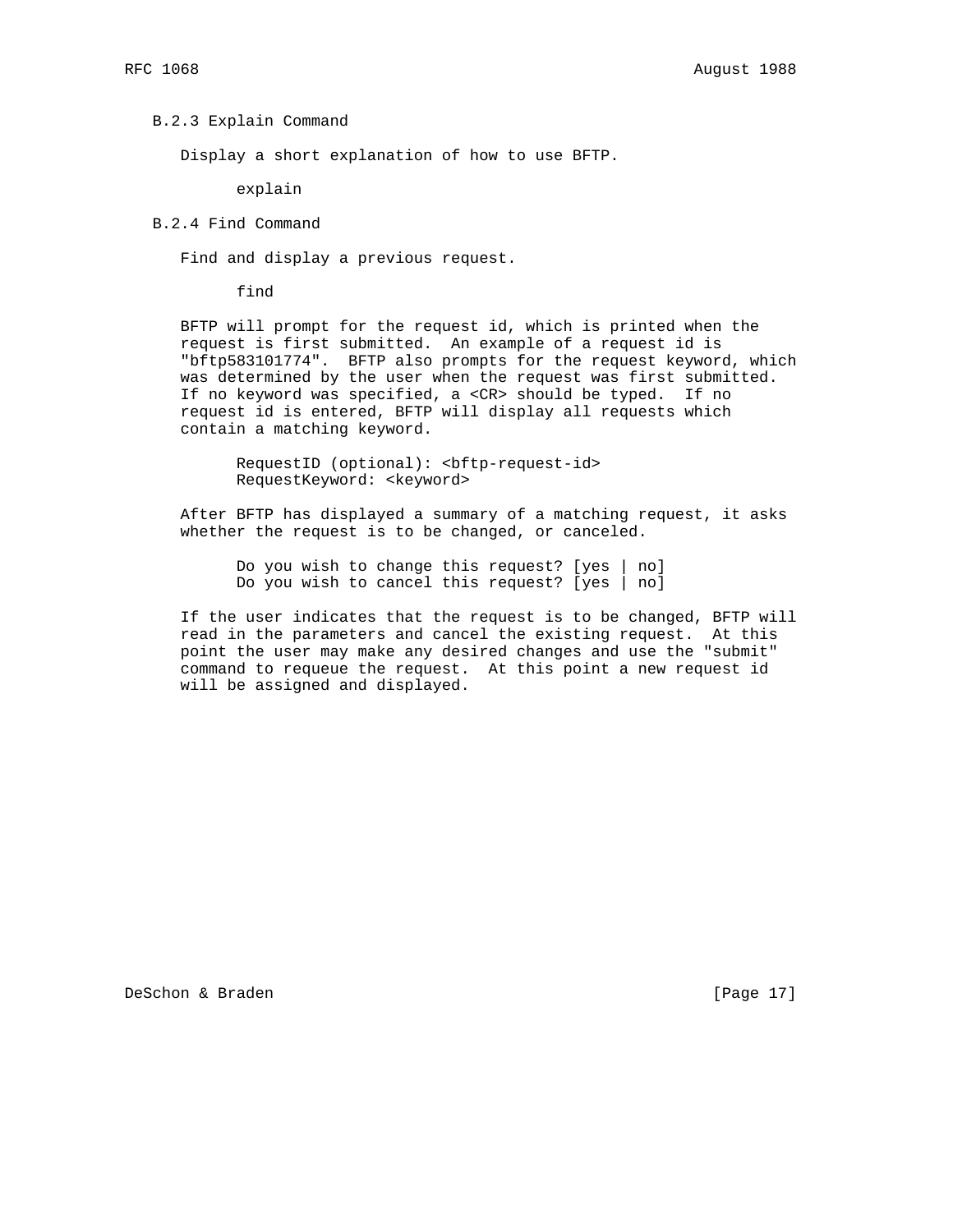### B.2.3 Explain Command

Display a short explanation of how to use BFTP.

```
explain
```

### B.2.4 Find Command

Find and display a previous request.

```
find
```

BFTP will prompt for the request id, which is printed when the request is first submitted. An example of a request id is "bftp583101774". BFTP also prompts for the request keyword, which was determined by the user when the request was first submitted. If no keyword was specified, a <CR> should be typed. If no request id is entered, BFTP will display all requests which contain a matching keyword.

```
RequestID (optional): <bftp-request-id>
RequestKeyword: <keyword>
```

After BFTP has displayed a summary of a matching request, it asks whether the request is to be changed, or canceled.

```
Do you wish to change this request? [yes | no]
Do you wish to cancel this request? [yes | no]
```

If the user indicates that the request is to be changed, BFTP will read in the parameters and cancel the existing request. At this point the user may make any desired changes and use the "submit" command to requeue the request. At this point a new request id will be assigned and displayed.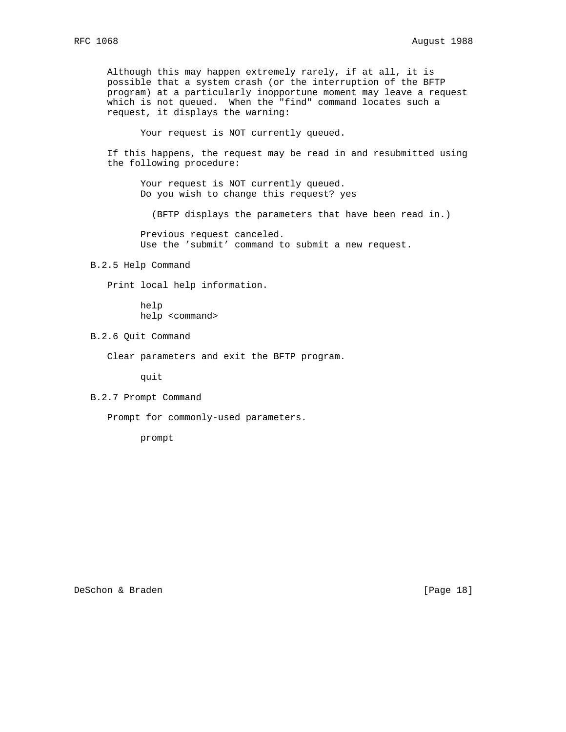Although this may happen extremely rarely, if at all, it is possible that a system crash (or the interruption of the BFTP program) at a particularly inopportune moment may leave a request which is not queued. When the "find" command locates such a request, it displays the warning:

```
Your request is NOT currently queued.
```

If this happens, the request may be read in and resubmitted using the following procedure:

```
Your request is NOT currently queued.
Do you wish to change this request? yes

  (BFTP displays the parameters that have been read in.)

Previous request canceled.
Use the 'submit' command to submit a new request.
```

### B.2.5 Help Command

Print local help information.

```
help
help <command>
```

### B.2.6 Quit Command

Clear parameters and exit the BFTP program.

```
quit
```

### B.2.7 Prompt Command

Prompt for commonly-used parameters.

```
prompt
```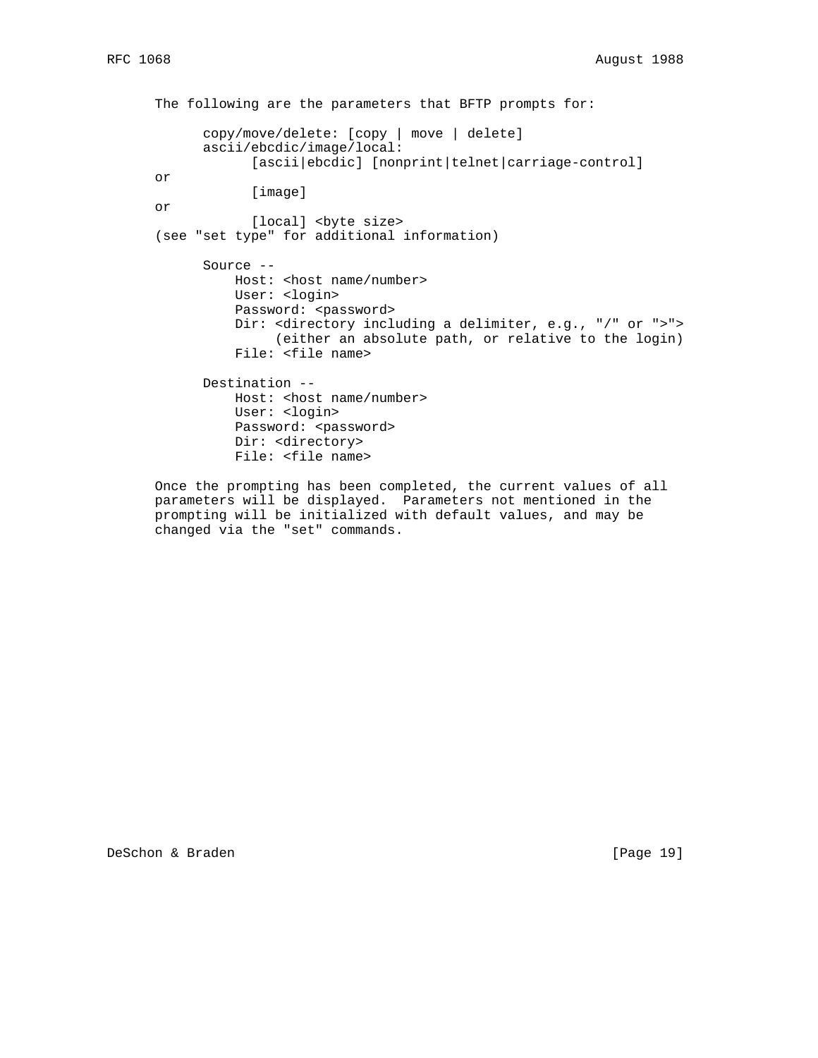The following are the parameters that BFTP prompts for:

```
      copy/move/delete: [copy | move | delete]
      ascii/ebcdic/image/local:
            [ascii|ebcdic] [nonprint|telnet|carriage-control]
or
            [image]
or
            [local] <byte size>
(see "set type" for additional information)

      Source --
          Host: <host name/number>
          User: <login>
          Password: <password>
          Dir: <directory including a delimiter, e.g., "/" or ">">
               (either an absolute path, or relative to the login)
          File: <file name>

      Destination --
          Host: <host name/number>
          User: <login>
          Password: <password>
          Dir: <directory>
          File: <file name>
```

Once the prompting has been completed, the current values of all parameters will be displayed. Parameters not mentioned in the prompting will be initialized with default values, and may be changed via the "set" commands.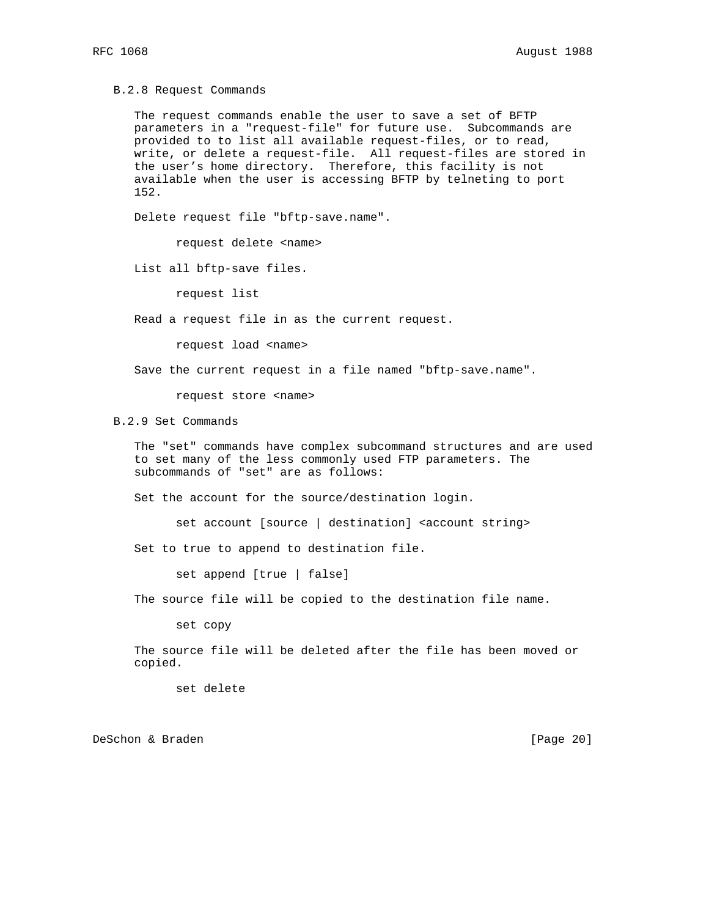### B.2.8 Request Commands

The request commands enable the user to save a set of BFTP parameters in a "request-file" for future use. Subcommands are provided to to list all available request-files, or to read, write, or delete a request-file. All request-files are stored in the user’s home directory. Therefore, this facility is not available when the user is accessing BFTP by telneting to port 152.

Delete request file "bftp-save.name".

```
request delete <name>
```

List all bftp-save files.

```
request list
```

Read a request file in as the current request.

```
request load <name>
```

Save the current request in a file named "bftp-save.name".

```
request store <name>
```

### B.2.9 Set Commands

The "set" commands have complex subcommand structures and are used to set many of the less commonly used FTP parameters. The subcommands of "set" are as follows:

Set the account for the source/destination login.

```
set account [source | destination] <account string>
```

Set to true to append to destination file.

```
set append [true | false]
```

The source file will be copied to the destination file name.

```
set copy
```

The source file will be deleted after the file has been moved or copied.

```
set delete
```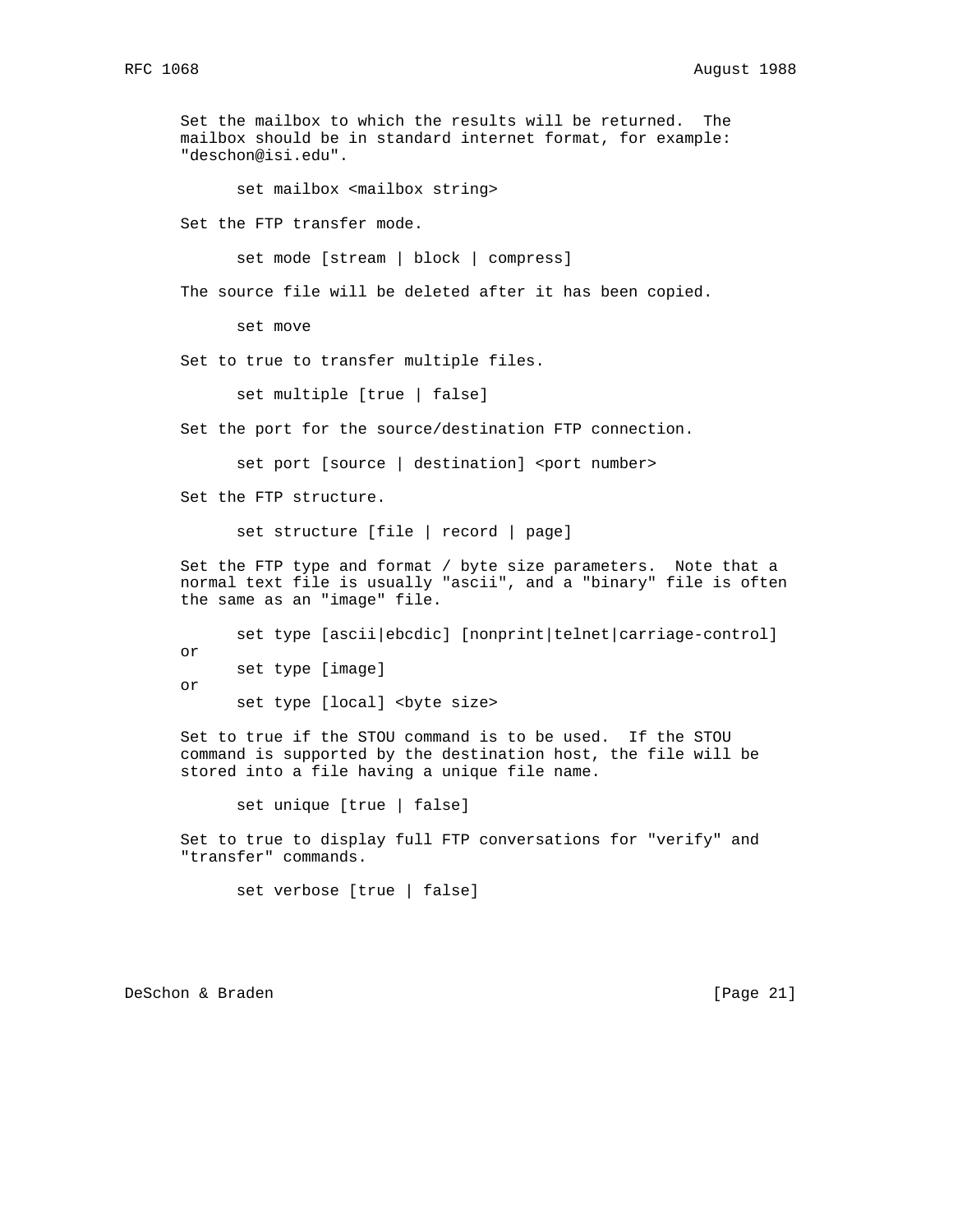Set the mailbox to which the results will be returned. The mailbox should be in standard internet format, for example: "deschon@isi.edu".

```
set mailbox <mailbox string>
```

Set the FTP transfer mode.

```
set mode [stream | block | compress]
```

The source file will be deleted after it has been copied.

```
set move
```

Set to true to transfer multiple files.

```
set multiple [true | false]
```

Set the port for the source/destination FTP connection.

```
set port [source | destination] <port number>
```

Set the FTP structure.

```
set structure [file | record | page]
```

Set the FTP type and format / byte size parameters. Note that a normal text file is usually "ascii", and a "binary" file is often the same as an "image" file.

```
      set type [ascii|ebcdic] [nonprint|telnet|carriage-control]
or
      set type [image]
or
      set type [local] <byte size>
```

Set to true if the STOU command is to be used. If the STOU command is supported by the destination host, the file will be stored into a file having a unique file name.

```
set unique [true | false]
```

Set to true to display full FTP conversations for "verify" and "transfer" commands.

```
set verbose [true | false]
```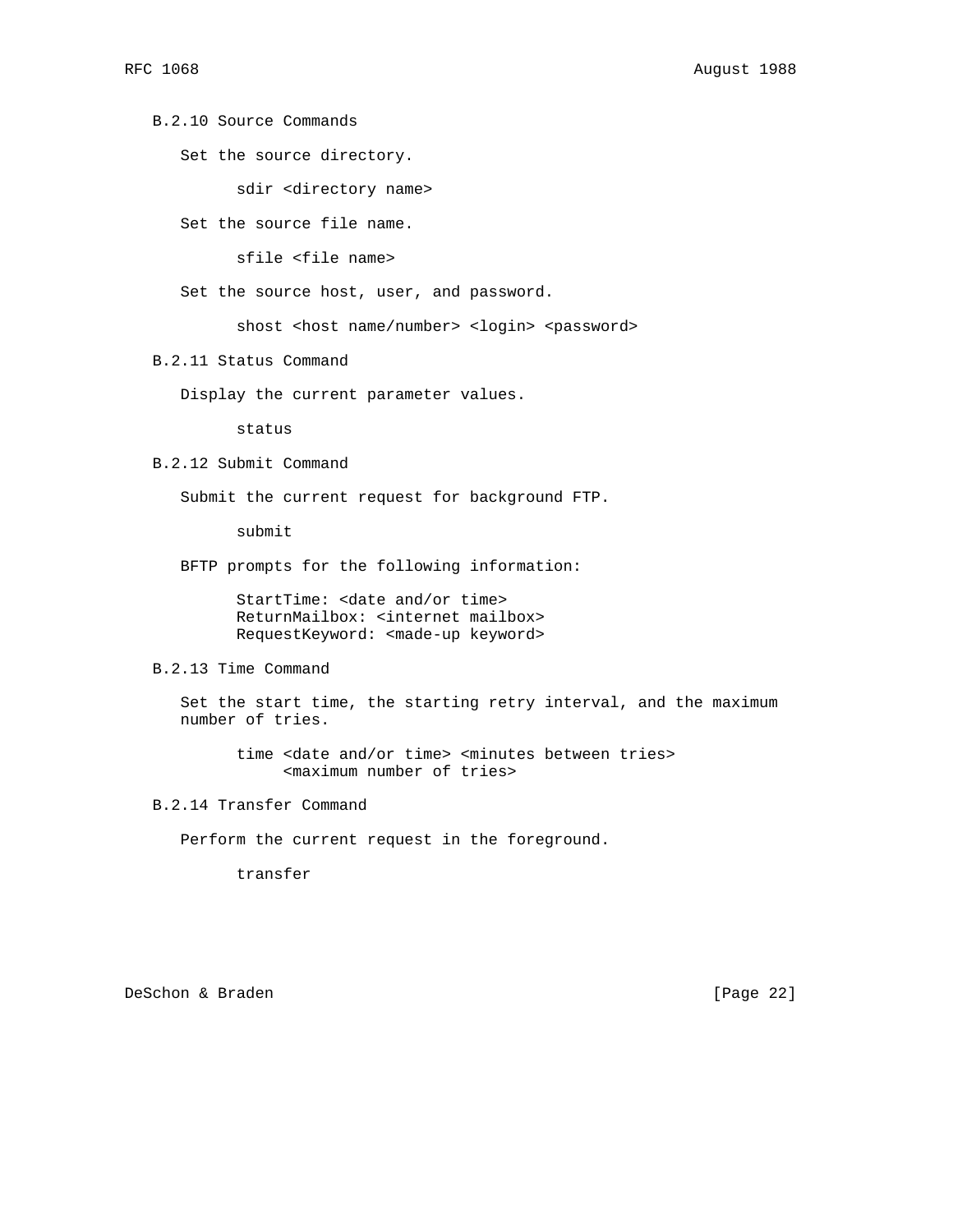### B.2.10 Source Commands

Set the source directory.

```
sdir <directory name>
```

Set the source file name.

```
sfile <file name>
```

Set the source host, user, and password.

```
shost <host name/number> <login> <password>
```

### B.2.11 Status Command

Display the current parameter values.

```
status
```

### B.2.12 Submit Command

Submit the current request for background FTP.

```
submit
```

BFTP prompts for the following information:

```
StartTime: <date and/or time>
ReturnMailbox: <internet mailbox>
RequestKeyword: <made-up keyword>
```

### B.2.13 Time Command

Set the start time, the starting retry interval, and the maximum number of tries.

```
time <date and/or time> <minutes between tries>
     <maximum number of tries>
```

### B.2.14 Transfer Command

Perform the current request in the foreground.

```
transfer
```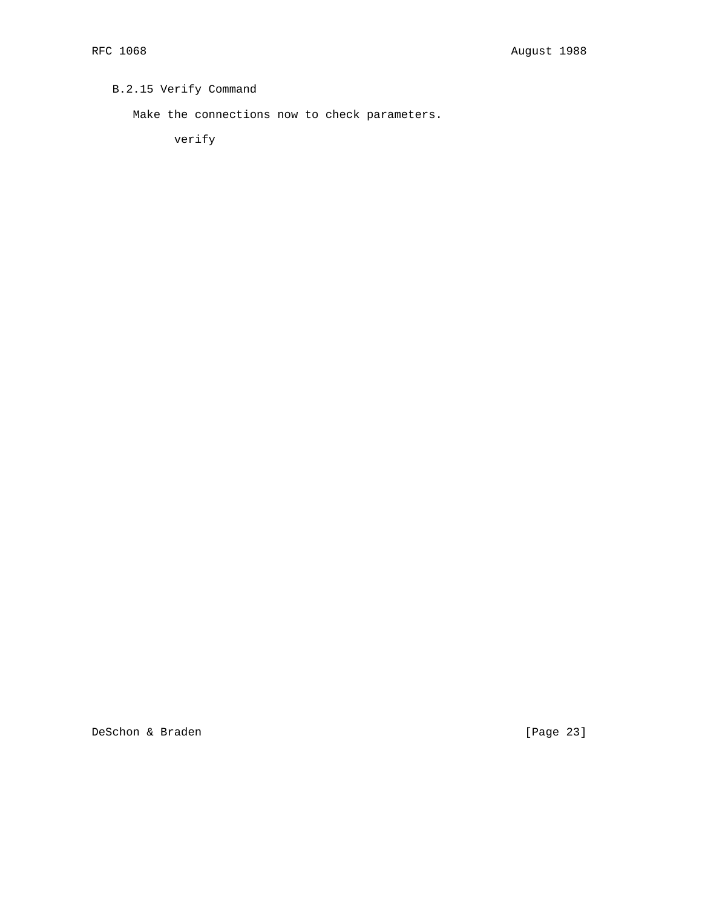### B.2.15 Verify Command

Make the connections now to check parameters.

```
verify
```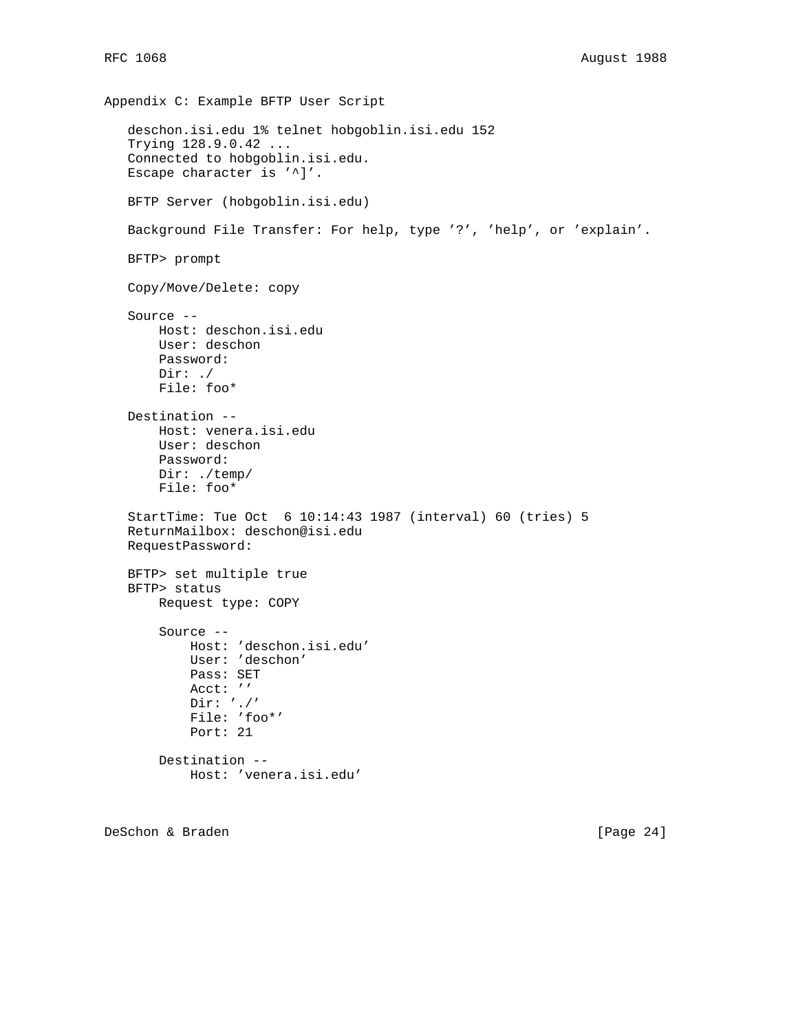## Appendix C: Example BFTP User Script

```
deschon.isi.edu 1% telnet hobgoblin.isi.edu 152
Trying 128.9.0.42 ...
Connected to hobgoblin.isi.edu.
Escape character is '^]'.

BFTP Server (hobgoblin.isi.edu)

Background File Transfer: For help, type '?', 'help', or 'explain'.

BFTP> prompt

Copy/Move/Delete: copy

Source --
    Host: deschon.isi.edu
    User: deschon
    Password:
    Dir: ./
    File: foo*

Destination --
    Host: venera.isi.edu
    User: deschon
    Password:
    Dir: ./temp/
    File: foo*

StartTime: Tue Oct  6 10:14:43 1987 (interval) 60 (tries) 5
ReturnMailbox: deschon@isi.edu
RequestPassword:

BFTP> set multiple true
BFTP> status
    Request type: COPY

    Source --
        Host: 'deschon.isi.edu'
        User: 'deschon'
        Pass: SET
        Acct: ''
        Dir: './'
        File: 'foo*'
        Port: 21

    Destination --
        Host: 'venera.isi.edu'
```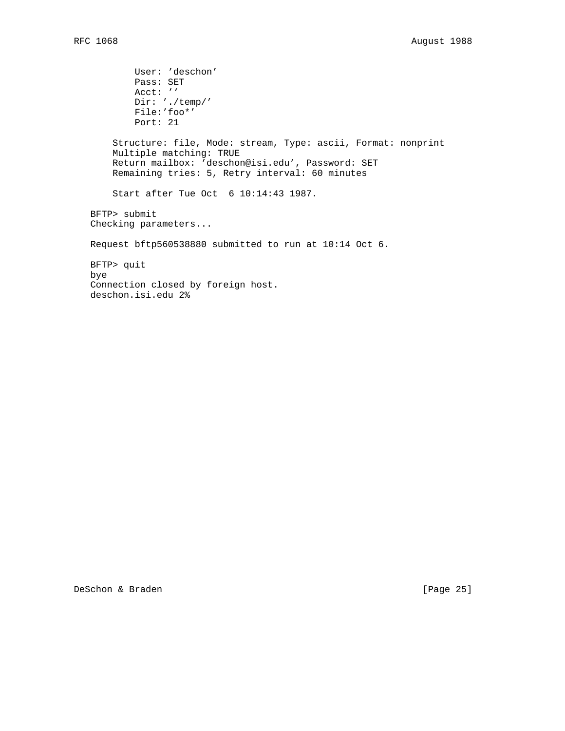```
          User: 'deschon'
          Pass: SET
          Acct: ''
          Dir: './temp/'
          File:'foo*'
          Port: 21

      Structure: file, Mode: stream, Type: ascii, Format: nonprint
      Multiple matching: TRUE
      Return mailbox: 'deschon@isi.edu', Password: SET
      Remaining tries: 5, Retry interval: 60 minutes

      Start after Tue Oct  6 10:14:43 1987.

   BFTP> submit
   Checking parameters...

   Request bftp560538880 submitted to run at 10:14 Oct 6.

   BFTP> quit
   bye
   Connection closed by foreign host.
   deschon.isi.edu 2%
```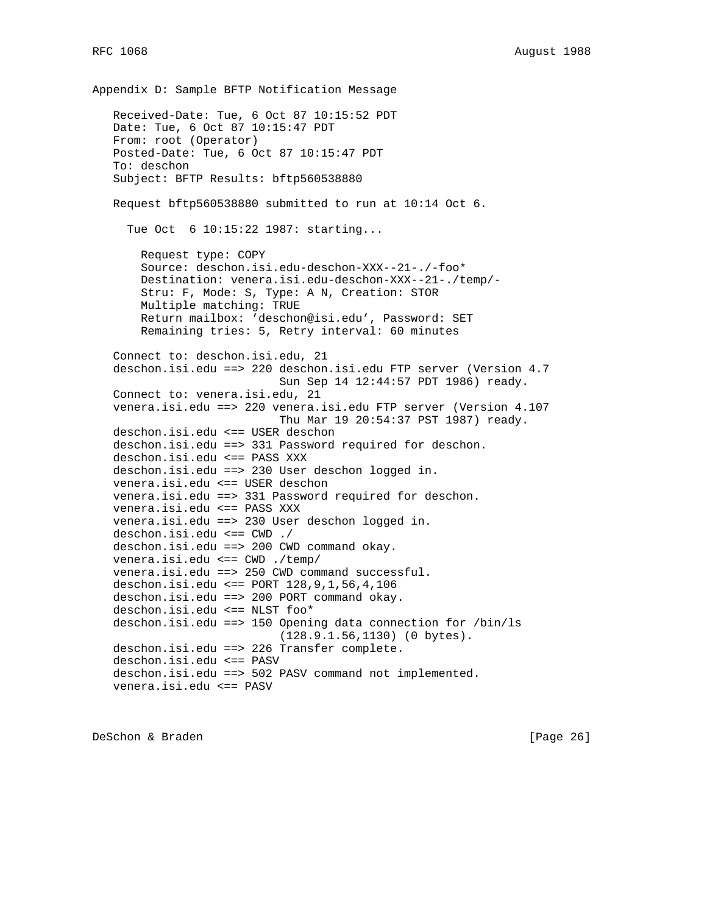## Appendix D: Sample BFTP Notification Message

```
Received-Date: Tue, 6 Oct 87 10:15:52 PDT
Date: Tue, 6 Oct 87 10:15:47 PDT
From: root (Operator)
Posted-Date: Tue, 6 Oct 87 10:15:47 PDT
To: deschon
Subject: BFTP Results: bftp560538880

Request bftp560538880 submitted to run at 10:14 Oct 6.

  Tue Oct  6 10:15:22 1987: starting...

    Request type: COPY
    Source: deschon.isi.edu-deschon-XXX--21-./-foo*
    Destination: venera.isi.edu-deschon-XXX--21-./temp/-
    Stru: F, Mode: S, Type: A N, Creation: STOR
    Multiple matching: TRUE
    Return mailbox: 'deschon@isi.edu', Password: SET
    Remaining tries: 5, Retry interval: 60 minutes

Connect to: deschon.isi.edu, 21
deschon.isi.edu ==> 220 deschon.isi.edu FTP server (Version 4.7
                        Sun Sep 14 12:44:57 PDT 1986) ready.
Connect to: venera.isi.edu, 21
venera.isi.edu ==> 220 venera.isi.edu FTP server (Version 4.107
                        Thu Mar 19 20:54:37 PST 1987) ready.
deschon.isi.edu <== USER deschon
deschon.isi.edu ==> 331 Password required for deschon.
deschon.isi.edu <== PASS XXX
deschon.isi.edu ==> 230 User deschon logged in.
venera.isi.edu <== USER deschon
venera.isi.edu ==> 331 Password required for deschon.
venera.isi.edu <== PASS XXX
venera.isi.edu ==> 230 User deschon logged in.
deschon.isi.edu <== CWD ./
deschon.isi.edu ==> 200 CWD command okay.
venera.isi.edu <== CWD ./temp/
venera.isi.edu ==> 250 CWD command successful.
deschon.isi.edu <== PORT 128,9,1,56,4,106
deschon.isi.edu ==> 200 PORT command okay.
deschon.isi.edu <== NLST foo*
deschon.isi.edu ==> 150 Opening data connection for /bin/ls
                        (128.9.1.56,1130) (0 bytes).
deschon.isi.edu ==> 226 Transfer complete.
deschon.isi.edu <== PASV
deschon.isi.edu ==> 502 PASV command not implemented.
venera.isi.edu <== PASV
```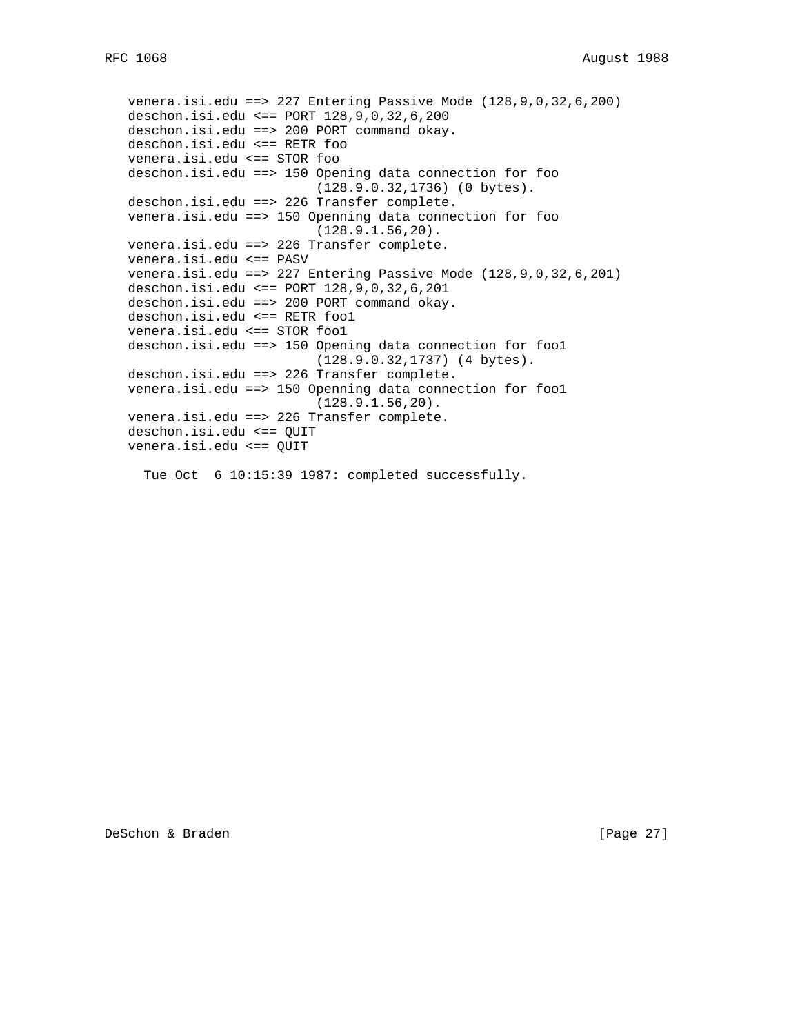```
venera.isi.edu ==> 227 Entering Passive Mode (128,9,0,32,6,200)
deschon.isi.edu <== PORT 128,9,0,32,6,200
deschon.isi.edu ==> 200 PORT command okay.
deschon.isi.edu <== RETR foo
venera.isi.edu <== STOR foo
deschon.isi.edu ==> 150 Opening data connection for foo
                        (128.9.0.32,1736) (0 bytes).
deschon.isi.edu ==> 226 Transfer complete.
venera.isi.edu ==> 150 Openning data connection for foo
                        (128.9.1.56,20).
venera.isi.edu ==> 226 Transfer complete.
venera.isi.edu <== PASV
venera.isi.edu ==> 227 Entering Passive Mode (128,9,0,32,6,201)
deschon.isi.edu <== PORT 128,9,0,32,6,201
deschon.isi.edu ==> 200 PORT command okay.
deschon.isi.edu <== RETR foo1
venera.isi.edu <== STOR foo1
deschon.isi.edu ==> 150 Opening data connection for foo1
                        (128.9.0.32,1737) (4 bytes).
deschon.isi.edu ==> 226 Transfer complete.
venera.isi.edu ==> 150 Openning data connection for foo1
                        (128.9.1.56,20).
venera.isi.edu ==> 226 Transfer complete.
deschon.isi.edu <== QUIT
venera.isi.edu <== QUIT

  Tue Oct  6 10:15:39 1987: completed successfully.
```